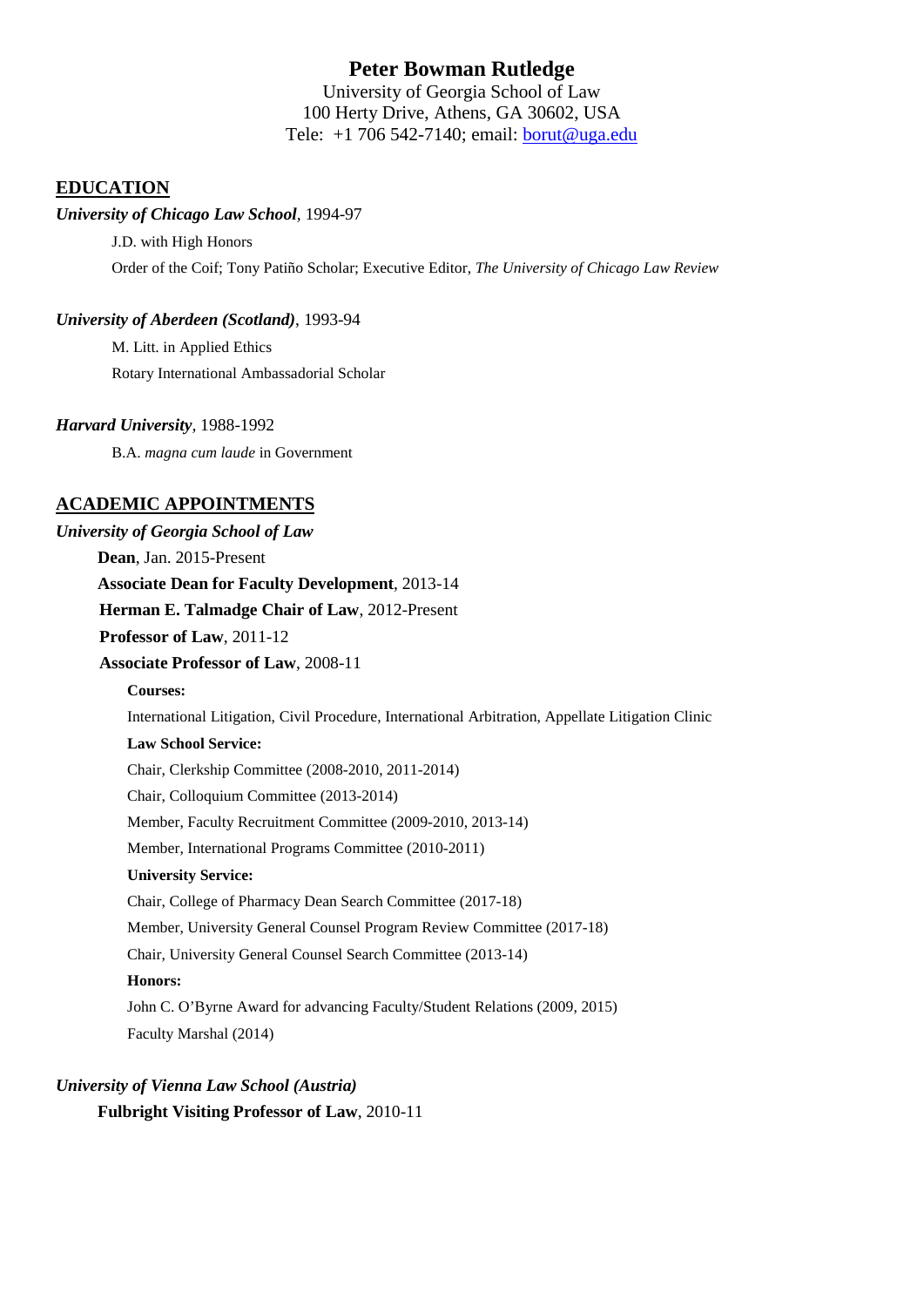# Peter Bowman Rutledge

University of Georgia School of Law
100 Herty Drive, Athens, GA 30602, USA
Tele: +1 706 542-7140; email: borut@uga.edu

## EDUCATION

***University of Chicago Law School***, 1994-97

J.D. with High Honors

Order of the Coif; Tony Patiño Scholar; Executive Editor, *The University of Chicago Law Review*

***University of Aberdeen (Scotland)***, 1993-94

M. Litt. in Applied Ethics

Rotary International Ambassadorial Scholar

***Harvard University***, 1988-1992

B.A. *magna cum laude* in Government

## ACADEMIC APPOINTMENTS

***University of Georgia School of Law***

**Dean**, Jan. 2015-Present

**Associate Dean for Faculty Development**, 2013-14

**Herman E. Talmadge Chair of Law**, 2012-Present

**Professor of Law**, 2011-12

**Associate Professor of Law**, 2008-11

**Courses:**

International Litigation, Civil Procedure, International Arbitration, Appellate Litigation Clinic

**Law School Service:**

Chair, Clerkship Committee (2008-2010, 2011-2014)

Chair, Colloquium Committee (2013-2014)

Member, Faculty Recruitment Committee (2009-2010, 2013-14)

Member, International Programs Committee (2010-2011)

**University Service:**

Chair, College of Pharmacy Dean Search Committee (2017-18)

Member, University General Counsel Program Review Committee (2017-18)

Chair, University General Counsel Search Committee (2013-14)

**Honors:**

John C. O'Byrne Award for advancing Faculty/Student Relations (2009, 2015)

Faculty Marshal (2014)

***University of Vienna Law School (Austria)***

**Fulbright Visiting Professor of Law**, 2010-11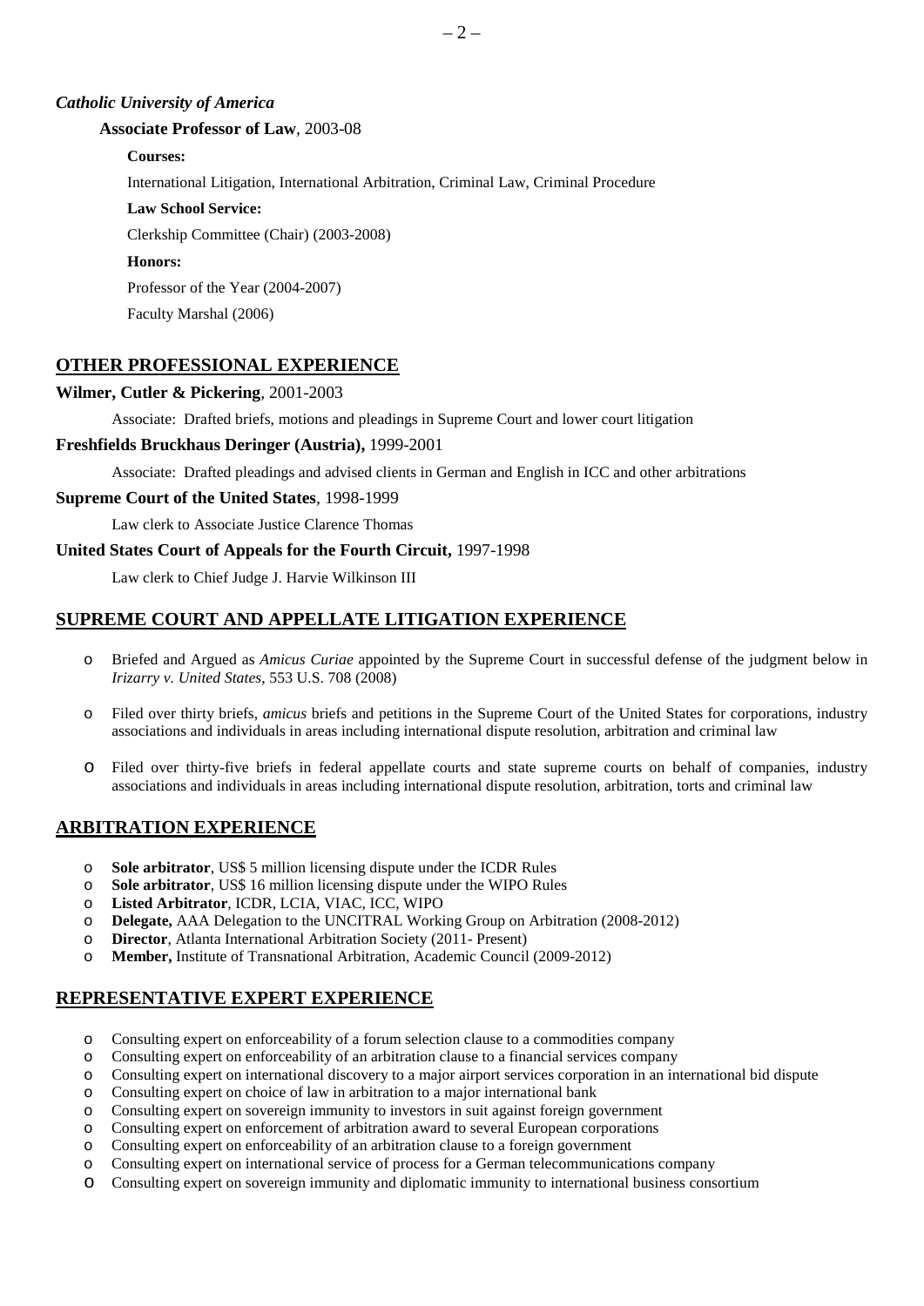***Catholic University of America***

**Associate Professor of Law**, 2003-08

**Courses:**

International Litigation, International Arbitration, Criminal Law, Criminal Procedure

**Law School Service:**

Clerkship Committee (Chair) (2003-2008)

**Honors:**

Professor of the Year (2004-2007)

Faculty Marshal (2006)

## OTHER PROFESSIONAL EXPERIENCE

**Wilmer, Cutler & Pickering**, 2001-2003

Associate: Drafted briefs, motions and pleadings in Supreme Court and lower court litigation

**Freshfields Bruckhaus Deringer (Austria),** 1999-2001

Associate: Drafted pleadings and advised clients in German and English in ICC and other arbitrations

**Supreme Court of the United States**, 1998-1999

Law clerk to Associate Justice Clarence Thomas

**United States Court of Appeals for the Fourth Circuit,** 1997-1998

Law clerk to Chief Judge J. Harvie Wilkinson III

## SUPREME COURT AND APPELLATE LITIGATION EXPERIENCE

- Briefed and Argued as *Amicus Curiae* appointed by the Supreme Court in successful defense of the judgment below in *Irizarry v. United States*, 553 U.S. 708 (2008)
- Filed over thirty briefs, *amicus* briefs and petitions in the Supreme Court of the United States for corporations, industry associations and individuals in areas including international dispute resolution, arbitration and criminal law
- Filed over thirty-five briefs in federal appellate courts and state supreme courts on behalf of companies, industry associations and individuals in areas including international dispute resolution, arbitration, torts and criminal law

## ARBITRATION EXPERIENCE

- **Sole arbitrator**, US$ 5 million licensing dispute under the ICDR Rules
- **Sole arbitrator**, US$ 16 million licensing dispute under the WIPO Rules
- **Listed Arbitrator**, ICDR, LCIA, VIAC, ICC, WIPO
- **Delegate,** AAA Delegation to the UNCITRAL Working Group on Arbitration (2008-2012)
- **Director**, Atlanta International Arbitration Society (2011- Present)
- **Member,** Institute of Transnational Arbitration, Academic Council (2009-2012)

## REPRESENTATIVE EXPERT EXPERIENCE

- Consulting expert on enforceability of a forum selection clause to a commodities company
- Consulting expert on enforceability of an arbitration clause to a financial services company
- Consulting expert on international discovery to a major airport services corporation in an international bid dispute
- Consulting expert on choice of law in arbitration to a major international bank
- Consulting expert on sovereign immunity to investors in suit against foreign government
- Consulting expert on enforcement of arbitration award to several European corporations
- Consulting expert on enforceability of an arbitration clause to a foreign government
- Consulting expert on international service of process for a German telecommunications company
- Consulting expert on sovereign immunity and diplomatic immunity to international business consortium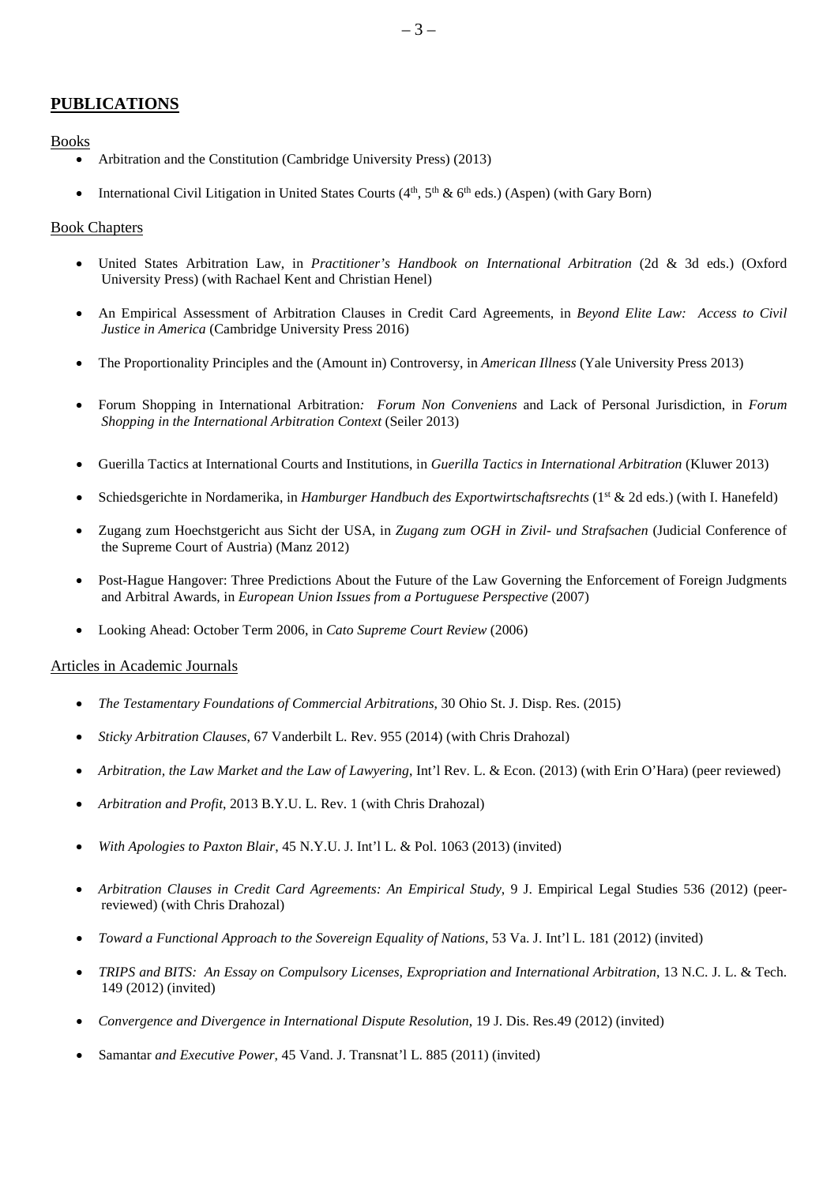## PUBLICATIONS

### Books

- Arbitration and the Constitution (Cambridge University Press) (2013)
- International Civil Litigation in United States Courts (4th, 5th & 6th eds.) (Aspen) (with Gary Born)

### Book Chapters

- United States Arbitration Law, in *Practitioner's Handbook on International Arbitration* (2d & 3d eds.) (Oxford University Press) (with Rachael Kent and Christian Henel)
- An Empirical Assessment of Arbitration Clauses in Credit Card Agreements, in *Beyond Elite Law: Access to Civil Justice in America* (Cambridge University Press 2016)
- The Proportionality Principles and the (Amount in) Controversy, in *American Illness* (Yale University Press 2013)
- Forum Shopping in International Arbitration*: Forum Non Conveniens* and Lack of Personal Jurisdiction, in *Forum Shopping in the International Arbitration Context* (Seiler 2013)
- Guerilla Tactics at International Courts and Institutions, in *Guerilla Tactics in International Arbitration* (Kluwer 2013)
- Schiedsgerichte in Nordamerika, in *Hamburger Handbuch des Exportwirtschaftsrechts* (1st & 2d eds.) (with I. Hanefeld)
- Zugang zum Hoechstgericht aus Sicht der USA, in *Zugang zum OGH in Zivil- und Strafsachen* (Judicial Conference of the Supreme Court of Austria) (Manz 2012)
- Post-Hague Hangover: Three Predictions About the Future of the Law Governing the Enforcement of Foreign Judgments and Arbitral Awards, in *European Union Issues from a Portuguese Perspective* (2007)
- Looking Ahead: October Term 2006, in *Cato Supreme Court Review* (2006)

### Articles in Academic Journals

- *The Testamentary Foundations of Commercial Arbitrations*, 30 Ohio St. J. Disp. Res. (2015)
- *Sticky Arbitration Clauses*, 67 Vanderbilt L. Rev. 955 (2014) (with Chris Drahozal)
- *Arbitration, the Law Market and the Law of Lawyering*, Int'l Rev. L. & Econ. (2013) (with Erin O'Hara) (peer reviewed)
- *Arbitration and Profit*, 2013 B.Y.U. L. Rev. 1 (with Chris Drahozal)
- *With Apologies to Paxton Blair*, 45 N.Y.U. J. Int'l L. & Pol. 1063 (2013) (invited)
- *Arbitration Clauses in Credit Card Agreements: An Empirical Study*, 9 J. Empirical Legal Studies 536 (2012) (peer-reviewed) (with Chris Drahozal)
- *Toward a Functional Approach to the Sovereign Equality of Nations*, 53 Va. J. Int'l L. 181 (2012) (invited)
- *TRIPS and BITS: An Essay on Compulsory Licenses, Expropriation and International Arbitration*, 13 N.C. J. L. & Tech. 149 (2012) (invited)
- *Convergence and Divergence in International Dispute Resolution*, 19 J. Dis. Res.49 (2012) (invited)
- Samantar *and Executive Power*, 45 Vand. J. Transnat'l L. 885 (2011) (invited)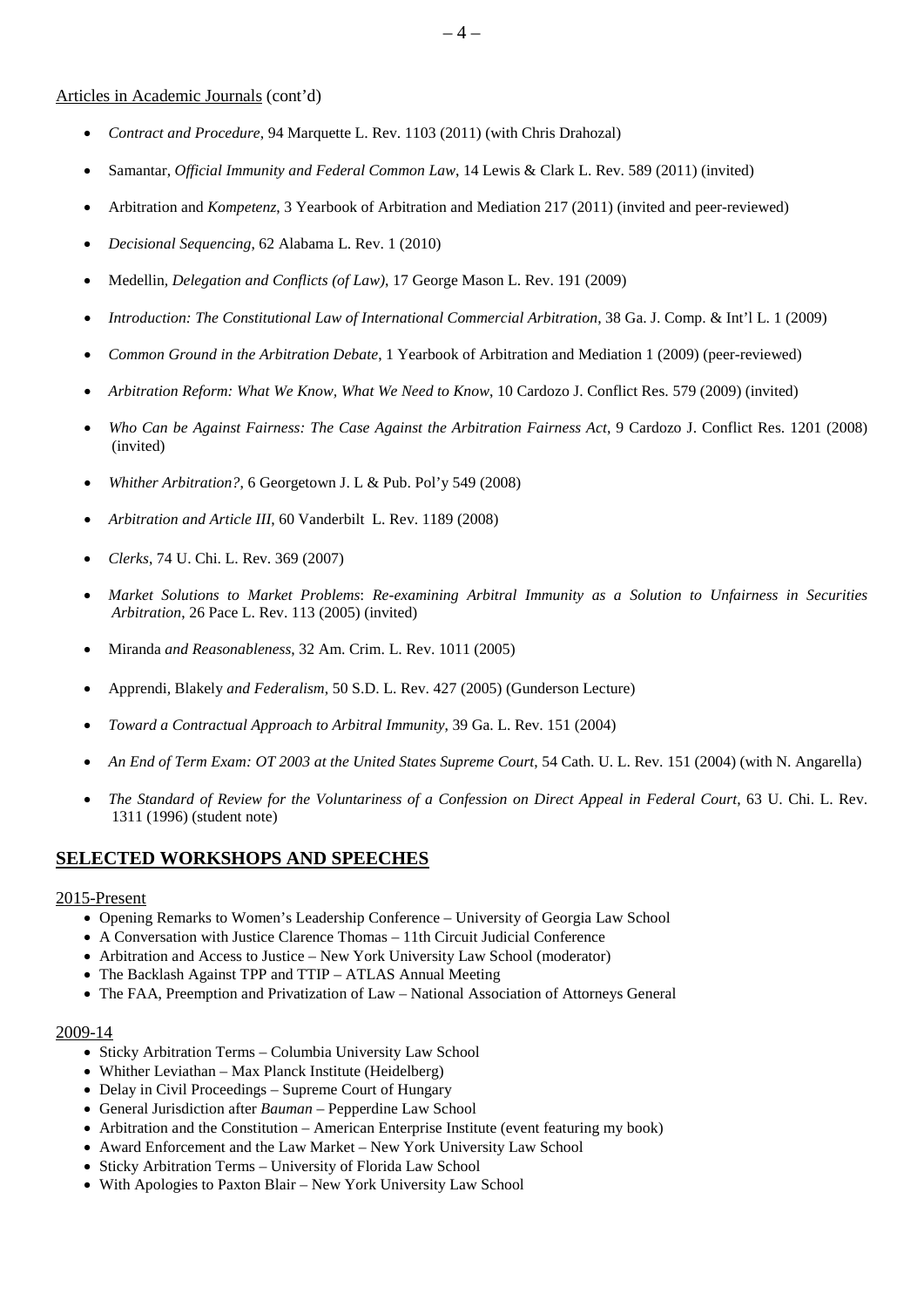Articles in Academic Journals (cont'd)

- *Contract and Procedure*, 94 Marquette L. Rev. 1103 (2011) (with Chris Drahozal)
- Samantar, *Official Immunity and Federal Common Law*, 14 Lewis & Clark L. Rev. 589 (2011) (invited)
- Arbitration and *Kompetenz*, 3 Yearbook of Arbitration and Mediation 217 (2011) (invited and peer-reviewed)
- *Decisional Sequencing*, 62 Alabama L. Rev. 1 (2010)
- Medellin, *Delegation and Conflicts (of Law)*, 17 George Mason L. Rev. 191 (2009)
- *Introduction: The Constitutional Law of International Commercial Arbitration*, 38 Ga. J. Comp. & Int'l L. 1 (2009)
- *Common Ground in the Arbitration Debate*, 1 Yearbook of Arbitration and Mediation 1 (2009) (peer-reviewed)
- *Arbitration Reform: What We Know, What We Need to Know*, 10 Cardozo J. Conflict Res. 579 (2009) (invited)
- *Who Can be Against Fairness: The Case Against the Arbitration Fairness Act*, 9 Cardozo J. Conflict Res. 1201 (2008) (invited)
- *Whither Arbitration?*, 6 Georgetown J. L & Pub. Pol'y 549 (2008)
- *Arbitration and Article III*, 60 Vanderbilt L. Rev. 1189 (2008)
- *Clerks*, 74 U. Chi. L. Rev. 369 (2007)
- *Market Solutions to Market Problems*: *Re-examining Arbitral Immunity as a Solution to Unfairness in Securities Arbitration,* 26 Pace L. Rev. 113 (2005) (invited)
- Miranda *and Reasonableness*, 32 Am. Crim. L. Rev. 1011 (2005)
- Apprendi, Blakely *and Federalism*, 50 S.D. L. Rev. 427 (2005) (Gunderson Lecture)
- *Toward a Contractual Approach to Arbitral Immunity*, 39 Ga. L. Rev. 151 (2004)
- *An End of Term Exam: OT 2003 at the United States Supreme Court*, 54 Cath. U. L. Rev. 151 (2004) (with N. Angarella)
- *The Standard of Review for the Voluntariness of a Confession on Direct Appeal in Federal Court*, 63 U. Chi. L. Rev. 1311 (1996) (student note)

## SELECTED WORKSHOPS AND SPEECHES

2015-Present

- Opening Remarks to Women's Leadership Conference – University of Georgia Law School
- A Conversation with Justice Clarence Thomas – 11th Circuit Judicial Conference
- Arbitration and Access to Justice – New York University Law School (moderator)
- The Backlash Against TPP and TTIP – ATLAS Annual Meeting
- The FAA, Preemption and Privatization of Law – National Association of Attorneys General

2009-14

- Sticky Arbitration Terms – Columbia University Law School
- Whither Leviathan – Max Planck Institute (Heidelberg)
- Delay in Civil Proceedings – Supreme Court of Hungary
- General Jurisdiction after *Bauman* – Pepperdine Law School
- Arbitration and the Constitution – American Enterprise Institute (event featuring my book)
- Award Enforcement and the Law Market – New York University Law School
- Sticky Arbitration Terms – University of Florida Law School
- With Apologies to Paxton Blair – New York University Law School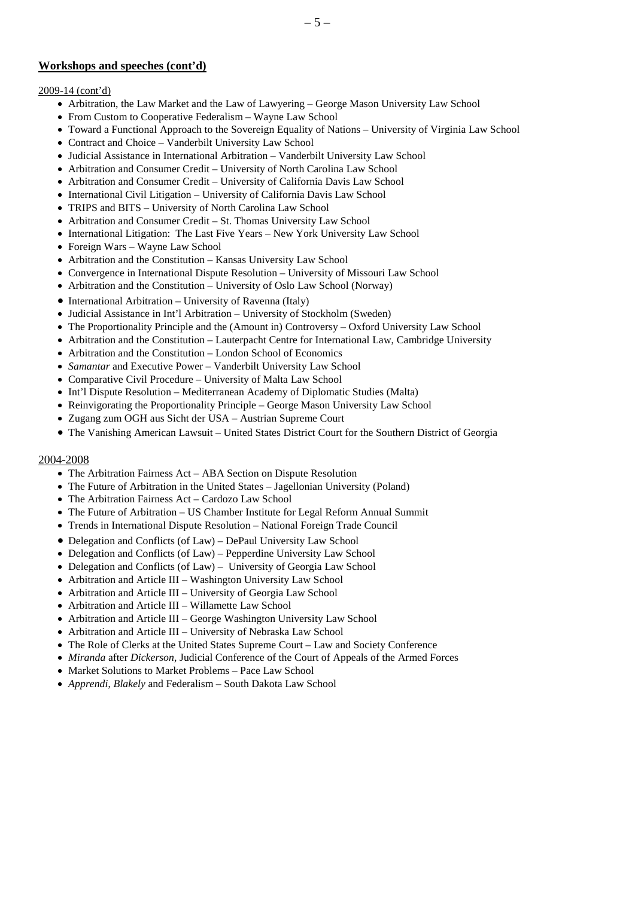## Workshops and speeches (cont'd)

2009-14 (cont'd)

- Arbitration, the Law Market and the Law of Lawyering – George Mason University Law School
- From Custom to Cooperative Federalism – Wayne Law School
- Toward a Functional Approach to the Sovereign Equality of Nations – University of Virginia Law School
- Contract and Choice – Vanderbilt University Law School
- Judicial Assistance in International Arbitration – Vanderbilt University Law School
- Arbitration and Consumer Credit – University of North Carolina Law School
- Arbitration and Consumer Credit – University of California Davis Law School
- International Civil Litigation – University of California Davis Law School
- TRIPS and BITS – University of North Carolina Law School
- Arbitration and Consumer Credit – St. Thomas University Law School
- International Litigation: The Last Five Years – New York University Law School
- Foreign Wars – Wayne Law School
- Arbitration and the Constitution – Kansas University Law School
- Convergence in International Dispute Resolution – University of Missouri Law School
- Arbitration and the Constitution – University of Oslo Law School (Norway)
- International Arbitration – University of Ravenna (Italy)
- Judicial Assistance in Int'l Arbitration – University of Stockholm (Sweden)
- The Proportionality Principle and the (Amount in) Controversy – Oxford University Law School
- Arbitration and the Constitution – Lauterpacht Centre for International Law, Cambridge University
- Arbitration and the Constitution – London School of Economics
- *Samantar* and Executive Power – Vanderbilt University Law School
- Comparative Civil Procedure – University of Malta Law School
- Int'l Dispute Resolution – Mediterranean Academy of Diplomatic Studies (Malta)
- Reinvigorating the Proportionality Principle – George Mason University Law School
- Zugang zum OGH aus Sicht der USA – Austrian Supreme Court
- The Vanishing American Lawsuit – United States District Court for the Southern District of Georgia

2004-2008

- The Arbitration Fairness Act – ABA Section on Dispute Resolution
- The Future of Arbitration in the United States – Jagellonian University (Poland)
- The Arbitration Fairness Act – Cardozo Law School
- The Future of Arbitration – US Chamber Institute for Legal Reform Annual Summit
- Trends in International Dispute Resolution – National Foreign Trade Council
- Delegation and Conflicts (of Law) – DePaul University Law School
- Delegation and Conflicts (of Law) – Pepperdine University Law School
- Delegation and Conflicts (of Law) – University of Georgia Law School
- Arbitration and Article III – Washington University Law School
- Arbitration and Article III – University of Georgia Law School
- Arbitration and Article III – Willamette Law School
- Arbitration and Article III – George Washington University Law School
- Arbitration and Article III – University of Nebraska Law School
- The Role of Clerks at the United States Supreme Court – Law and Society Conference
- *Miranda* after *Dickerson*, Judicial Conference of the Court of Appeals of the Armed Forces
- Market Solutions to Market Problems – Pace Law School
- *Apprendi*, *Blakely* and Federalism – South Dakota Law School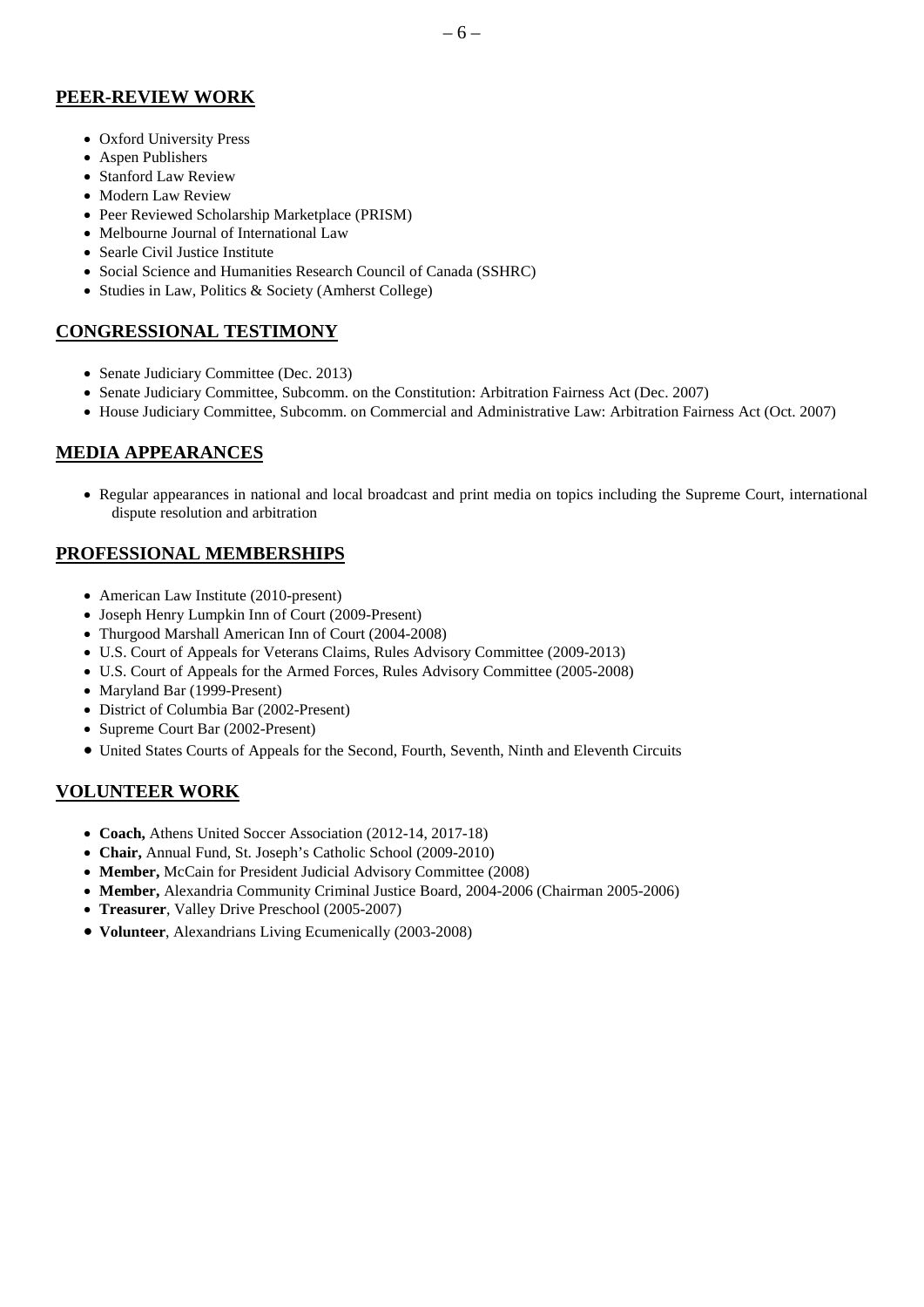## PEER-REVIEW WORK

- Oxford University Press
- Aspen Publishers
- Stanford Law Review
- Modern Law Review
- Peer Reviewed Scholarship Marketplace (PRISM)
- Melbourne Journal of International Law
- Searle Civil Justice Institute
- Social Science and Humanities Research Council of Canada (SSHRC)
- Studies in Law, Politics & Society (Amherst College)

## CONGRESSIONAL TESTIMONY

- Senate Judiciary Committee (Dec. 2013)
- Senate Judiciary Committee, Subcomm. on the Constitution: Arbitration Fairness Act (Dec. 2007)
- House Judiciary Committee, Subcomm. on Commercial and Administrative Law: Arbitration Fairness Act (Oct. 2007)

## MEDIA APPEARANCES

- Regular appearances in national and local broadcast and print media on topics including the Supreme Court, international dispute resolution and arbitration

## PROFESSIONAL MEMBERSHIPS

- American Law Institute (2010-present)
- Joseph Henry Lumpkin Inn of Court (2009-Present)
- Thurgood Marshall American Inn of Court (2004-2008)
- U.S. Court of Appeals for Veterans Claims, Rules Advisory Committee (2009-2013)
- U.S. Court of Appeals for the Armed Forces, Rules Advisory Committee (2005-2008)
- Maryland Bar (1999-Present)
- District of Columbia Bar (2002-Present)
- Supreme Court Bar (2002-Present)
- United States Courts of Appeals for the Second, Fourth, Seventh, Ninth and Eleventh Circuits

## VOLUNTEER WORK

- **Coach,** Athens United Soccer Association (2012-14, 2017-18)
- **Chair,** Annual Fund, St. Joseph's Catholic School (2009-2010)
- **Member,** McCain for President Judicial Advisory Committee (2008)
- **Member,** Alexandria Community Criminal Justice Board, 2004-2006 (Chairman 2005-2006)
- **Treasurer**, Valley Drive Preschool (2005-2007)
- **Volunteer**, Alexandrians Living Ecumenically (2003-2008)